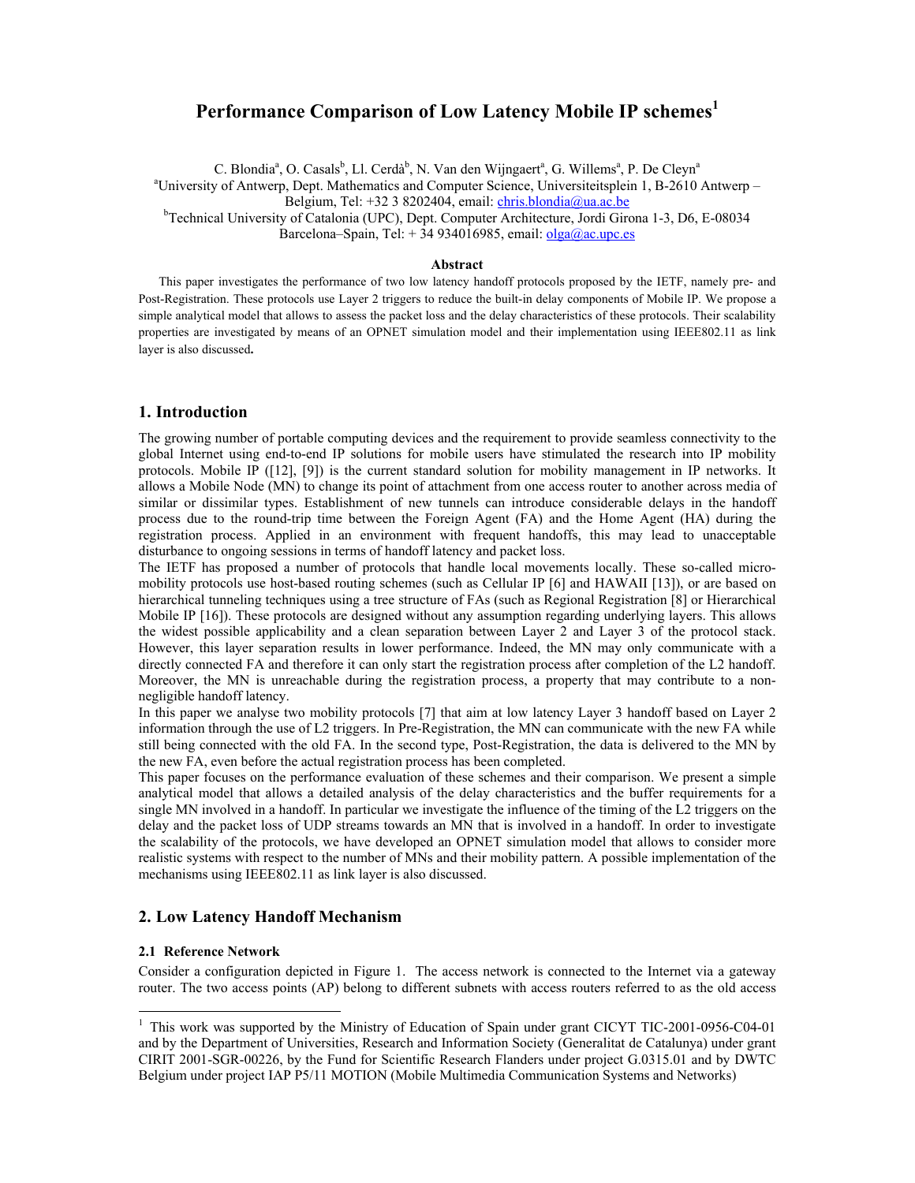# Performance Comparison of Low Latency Mobile IP schemes[1]

C. Blondia[a], O. Casals[b], Ll. Cerdà[b], N. Van den Wijngaert[a], G. Willems[a], P. De Cleyn[a]

[a]University of Antwerp, Dept. Mathematics and Computer Science, Universiteitsplein 1, B-2610 Antwerp – Belgium, Tel: +32 3 8202404, email: chris.blondia@ua.ac.be

[b]Technical University of Catalonia (UPC), Dept. Computer Architecture, Jordi Girona 1-3, D6, E-08034 Barcelona–Spain, Tel: + 34 934016985, email: olga@ac.upc.es

### Abstract

This paper investigates the performance of two low latency handoff protocols proposed by the IETF, namely pre- and Post-Registration. These protocols use Layer 2 triggers to reduce the built-in delay components of Mobile IP. We propose a simple analytical model that allows to assess the packet loss and the delay characteristics of these protocols. Their scalability properties are investigated by means of an OPNET simulation model and their implementation using IEEE802.11 as link layer is also discussed**.**

## 1. Introduction

The growing number of portable computing devices and the requirement to provide seamless connectivity to the global Internet using end-to-end IP solutions for mobile users have stimulated the research into IP mobility protocols. Mobile IP ([12], [9]) is the current standard solution for mobility management in IP networks. It allows a Mobile Node (MN) to change its point of attachment from one access router to another across media of similar or dissimilar types. Establishment of new tunnels can introduce considerable delays in the handoff process due to the round-trip time between the Foreign Agent (FA) and the Home Agent (HA) during the registration process. Applied in an environment with frequent handoffs, this may lead to unacceptable disturbance to ongoing sessions in terms of handoff latency and packet loss.

The IETF has proposed a number of protocols that handle local movements locally. These so-called micro-mobility protocols use host-based routing schemes (such as Cellular IP [6] and HAWAII [13]), or are based on hierarchical tunneling techniques using a tree structure of FAs (such as Regional Registration [8] or Hierarchical Mobile IP [16]). These protocols are designed without any assumption regarding underlying layers. This allows the widest possible applicability and a clean separation between Layer 2 and Layer 3 of the protocol stack. However, this layer separation results in lower performance. Indeed, the MN may only communicate with a directly connected FA and therefore it can only start the registration process after completion of the L2 handoff. Moreover, the MN is unreachable during the registration process, a property that may contribute to a non-negligible handoff latency.

In this paper we analyse two mobility protocols [7] that aim at low latency Layer 3 handoff based on Layer 2 information through the use of L2 triggers. In Pre-Registration, the MN can communicate with the new FA while still being connected with the old FA. In the second type, Post-Registration, the data is delivered to the MN by the new FA, even before the actual registration process has been completed.

This paper focuses on the performance evaluation of these schemes and their comparison. We present a simple analytical model that allows a detailed analysis of the delay characteristics and the buffer requirements for a single MN involved in a handoff. In particular we investigate the influence of the timing of the L2 triggers on the delay and the packet loss of UDP streams towards an MN that is involved in a handoff. In order to investigate the scalability of the protocols, we have developed an OPNET simulation model that allows to consider more realistic systems with respect to the number of MNs and their mobility pattern. A possible implementation of the mechanisms using IEEE802.11 as link layer is also discussed.

## 2. Low Latency Handoff Mechanism

### 2.1 Reference Network

Consider a configuration depicted in Figure 1. The access network is connected to the Internet via a gateway router. The two access points (AP) belong to different subnets with access routers referred to as the old access

---

[1] This work was supported by the Ministry of Education of Spain under grant CICYT TIC-2001-0956-C04-01 and by the Department of Universities, Research and Information Society (Generalitat de Catalunya) under grant CIRIT 2001-SGR-00226, by the Fund for Scientific Research Flanders under project G.0315.01 and by DWTC Belgium under project IAP P5/11 MOTION (Mobile Multimedia Communication Systems and Networks)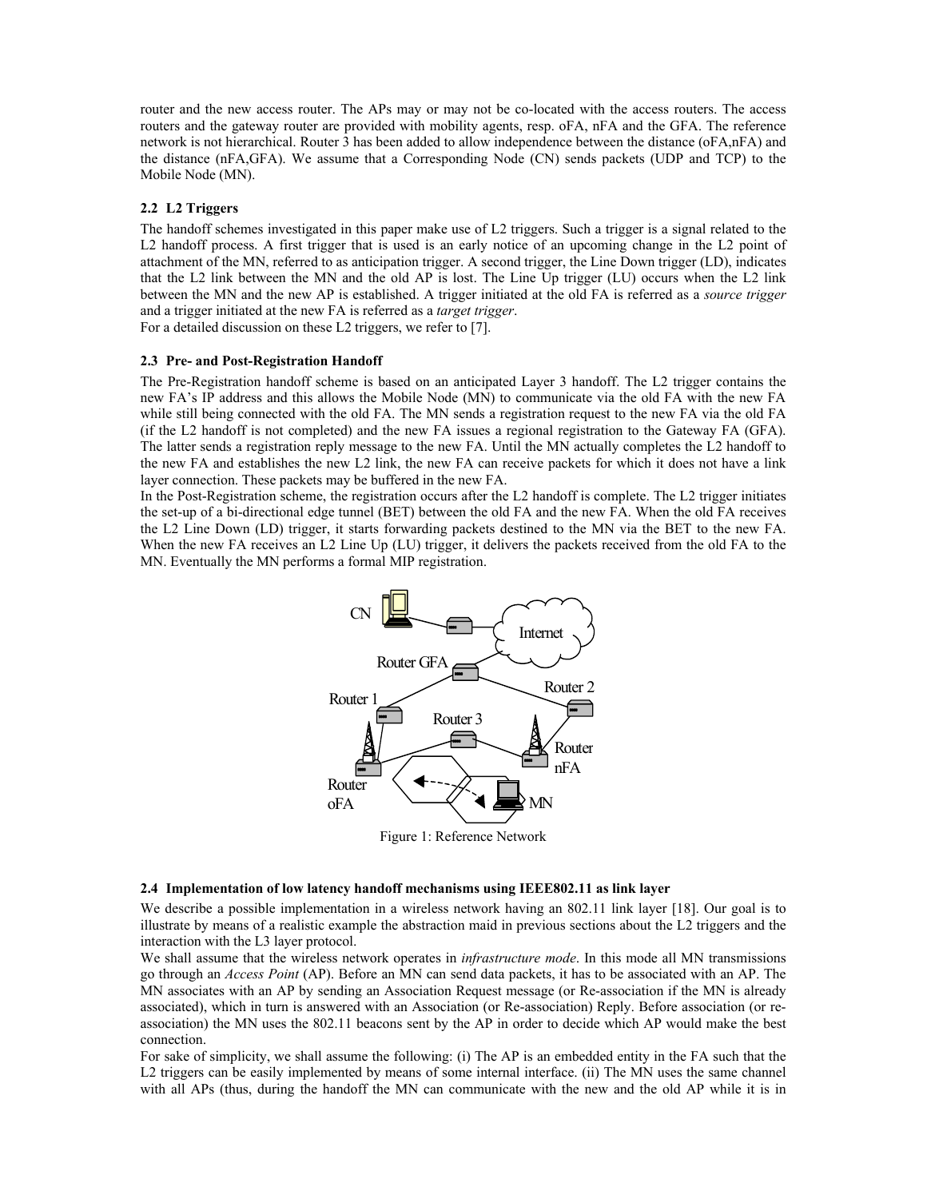router and the new access router. The APs may or may not be co-located with the access routers. The access routers and the gateway router are provided with mobility agents, resp. oFA, nFA and the GFA. The reference network is not hierarchical. Router 3 has been added to allow independence between the distance (oFA,nFA) and the distance (nFA,GFA). We assume that a Corresponding Node (CN) sends packets (UDP and TCP) to the Mobile Node (MN).

### 2.2 L2 Triggers

The handoff schemes investigated in this paper make use of L2 triggers. Such a trigger is a signal related to the L2 handoff process. A first trigger that is used is an early notice of an upcoming change in the L2 point of attachment of the MN, referred to as anticipation trigger. A second trigger, the Line Down trigger (LD), indicates that the L2 link between the MN and the old AP is lost. The Line Up trigger (LU) occurs when the L2 link between the MN and the new AP is established. A trigger initiated at the old FA is referred as a *source trigger* and a trigger initiated at the new FA is referred as a *target trigger*.
For a detailed discussion on these L2 triggers, we refer to [7].

### 2.3 Pre- and Post-Registration Handoff

The Pre-Registration handoff scheme is based on an anticipated Layer 3 handoff. The L2 trigger contains the new FA's IP address and this allows the Mobile Node (MN) to communicate via the old FA with the new FA while still being connected with the old FA. The MN sends a registration request to the new FA via the old FA (if the L2 handoff is not completed) and the new FA issues a regional registration to the Gateway FA (GFA). The latter sends a registration reply message to the new FA. Until the MN actually completes the L2 handoff to the new FA and establishes the new L2 link, the new FA can receive packets for which it does not have a link layer connection. These packets may be buffered in the new FA.
In the Post-Registration scheme, the registration occurs after the L2 handoff is complete. The L2 trigger initiates the set-up of a bi-directional edge tunnel (BET) between the old FA and the new FA. When the old FA receives the L2 Line Down (LD) trigger, it starts forwarding packets destined to the MN via the BET to the new FA. When the new FA receives an L2 Line Up (LU) trigger, it delivers the packets received from the old FA to the MN. Eventually the MN performs a formal MIP registration.

Figure 1: Reference Network

### 2.4 Implementation of low latency handoff mechanisms using IEEE802.11 as link layer

We describe a possible implementation in a wireless network having an 802.11 link layer [18]. Our goal is to illustrate by means of a realistic example the abstraction maid in previous sections about the L2 triggers and the interaction with the L3 layer protocol.
We shall assume that the wireless network operates in *infrastructure mode*. In this mode all MN transmissions go through an *Access Point* (AP). Before an MN can send data packets, it has to be associated with an AP. The MN associates with an AP by sending an Association Request message (or Re-association if the MN is already associated), which in turn is answered with an Association (or Re-association) Reply. Before association (or re-association) the MN uses the 802.11 beacons sent by the AP in order to decide which AP would make the best connection.
For sake of simplicity, we shall assume the following: (i) The AP is an embedded entity in the FA such that the L2 triggers can be easily implemented by means of some internal interface. (ii) The MN uses the same channel with all APs (thus, during the handoff the MN can communicate with the new and the old AP while it is in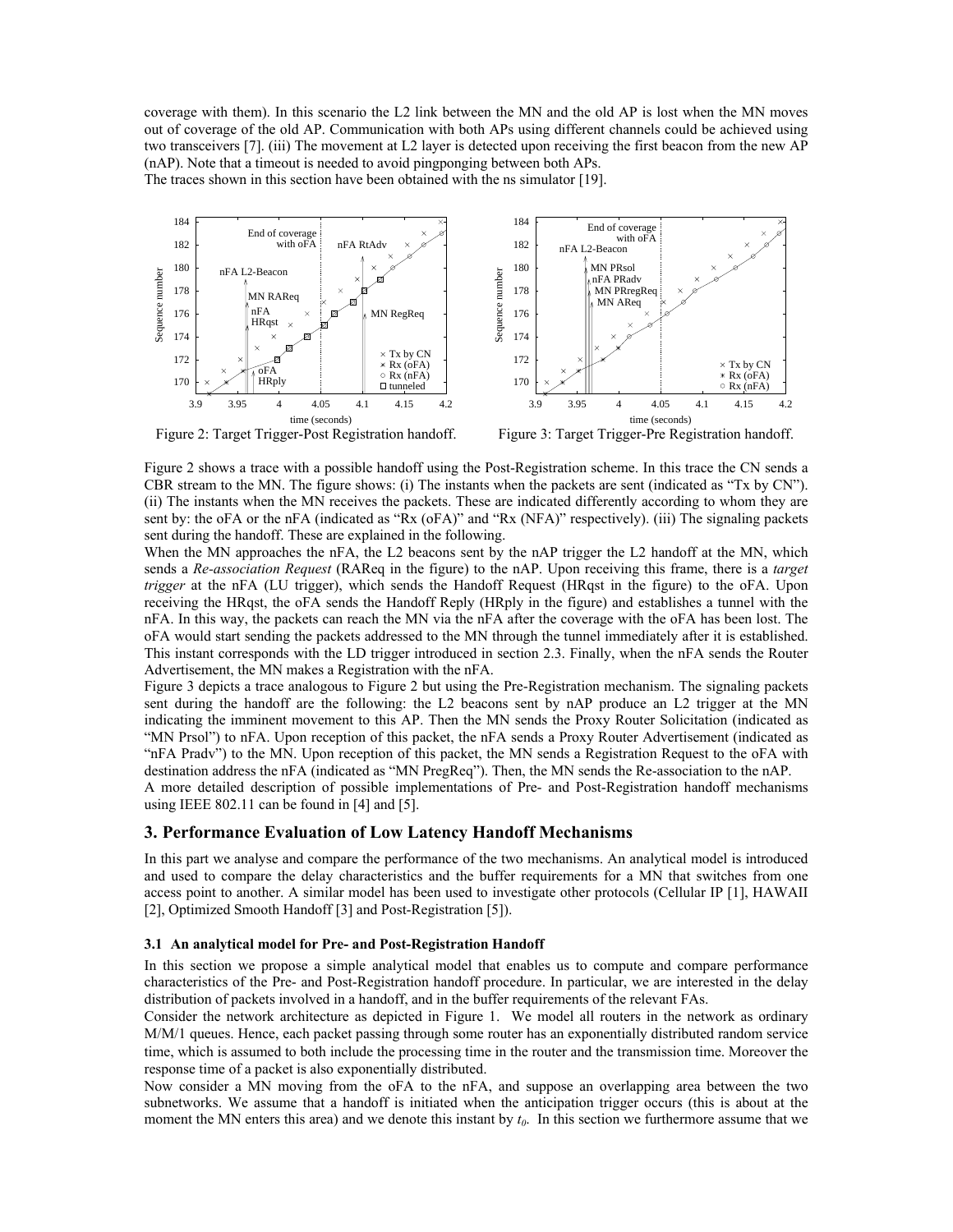coverage with them). In this scenario the L2 link between the MN and the old AP is lost when the MN moves out of coverage of the old AP. Communication with both APs using different channels could be achieved using two transceivers [7]. (iii) The movement at L2 layer is detected upon receiving the first beacon from the new AP (nAP). Note that a timeout is needed to avoid pingponging between both APs.
The traces shown in this section have been obtained with the ns simulator [19].

Figure 2: Target Trigger-Post Registration handoff.

Figure 3: Target Trigger-Pre Registration handoff.

Figure 2 shows a trace with a possible handoff using the Post-Registration scheme. In this trace the CN sends a CBR stream to the MN. The figure shows: (i) The instants when the packets are sent (indicated as "Tx by CN"). (ii) The instants when the MN receives the packets. These are indicated differently according to whom they are sent by: the oFA or the nFA (indicated as "Rx (oFA)" and "Rx (NFA)" respectively). (iii) The signaling packets sent during the handoff. These are explained in the following.
When the MN approaches the nFA, the L2 beacons sent by the nAP trigger the L2 handoff at the MN, which sends a *Re-association Request* (RAReq in the figure) to the nAP. Upon receiving this frame, there is a *target trigger* at the nFA (LU trigger), which sends the Handoff Request (HRqst in the figure) to the oFA. Upon receiving the HRqst, the oFA sends the Handoff Reply (HRply in the figure) and establishes a tunnel with the nFA. In this way, the packets can reach the MN via the nFA after the coverage with the oFA has been lost. The oFA would start sending the packets addressed to the MN through the tunnel immediately after it is established. This instant corresponds with the LD trigger introduced in section 2.3. Finally, when the nFA sends the Router Advertisement, the MN makes a Registration with the nFA.
Figure 3 depicts a trace analogous to Figure 2 but using the Pre-Registration mechanism. The signaling packets sent during the handoff are the following: the L2 beacons sent by nAP produce an L2 trigger at the MN indicating the imminent movement to this AP. Then the MN sends the Proxy Router Solicitation (indicated as "MN Prsol") to nFA. Upon reception of this packet, the nFA sends a Proxy Router Advertisement (indicated as "nFA Pradv") to the MN. Upon reception of this packet, the MN sends a Registration Request to the oFA with destination address the nFA (indicated as "MN PregReq"). Then, the MN sends the Re-association to the nAP.
A more detailed description of possible implementations of Pre- and Post-Registration handoff mechanisms using IEEE 802.11 can be found in [4] and [5].

## 3. Performance Evaluation of Low Latency Handoff Mechanisms

In this part we analyse and compare the performance of the two mechanisms. An analytical model is introduced and used to compare the delay characteristics and the buffer requirements for a MN that switches from one access point to another. A similar model has been used to investigate other protocols (Cellular IP [1], HAWAII [2], Optimized Smooth Handoff [3] and Post-Registration [5]).

### 3.1 An analytical model for Pre- and Post-Registration Handoff

In this section we propose a simple analytical model that enables us to compute and compare performance characteristics of the Pre- and Post-Registration handoff procedure. In particular, we are interested in the delay distribution of packets involved in a handoff, and in the buffer requirements of the relevant FAs.
Consider the network architecture as depicted in Figure 1. We model all routers in the network as ordinary M/M/1 queues. Hence, each packet passing through some router has an exponentially distributed random service time, which is assumed to both include the processing time in the router and the transmission time. Moreover the response time of a packet is also exponentially distributed.
Now consider a MN moving from the oFA to the nFA, and suppose an overlapping area between the two subnetworks. We assume that a handoff is initiated when the anticipation trigger occurs (this is about at the moment the MN enters this area) and we denote this instant by $t_0$. In this section we furthermore assume that we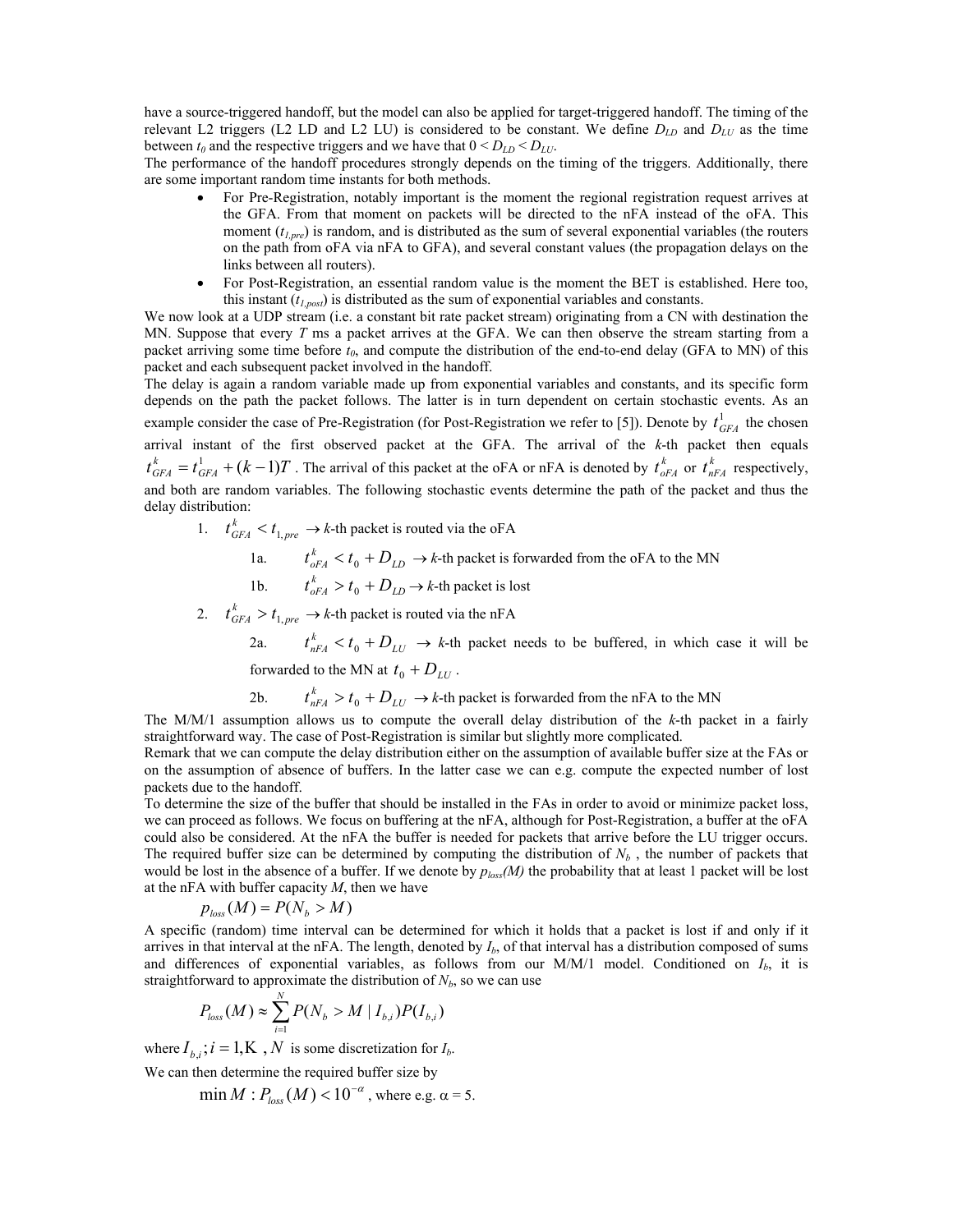have a source-triggered handoff, but the model can also be applied for target-triggered handoff. The timing of the relevant L2 triggers (L2 LD and L2 LU) is considered to be constant. We define $D_{LD}$ and $D_{LU}$ as the time between $t_0$ and the respective triggers and we have that $0 < D_{LD} < D_{LU}$.

The performance of the handoff procedures strongly depends on the timing of the triggers. Additionally, there are some important random time instants for both methods.

- For Pre-Registration, notably important is the moment the regional registration request arrives at the GFA. From that moment on packets will be directed to the nFA instead of the oFA. This moment ($t_{1,pre}$) is random, and is distributed as the sum of several exponential variables (the routers on the path from oFA via nFA to GFA), and several constant values (the propagation delays on the links between all routers).
- For Post-Registration, an essential random value is the moment the BET is established. Here too, this instant ($t_{1,post}$) is distributed as the sum of exponential variables and constants.

We now look at a UDP stream (i.e. a constant bit rate packet stream) originating from a CN with destination the MN. Suppose that every $T$ ms a packet arrives at the GFA. We can then observe the stream starting from a packet arriving some time before $t_0$, and compute the distribution of the end-to-end delay (GFA to MN) of this packet and each subsequent packet involved in the handoff.

The delay is again a random variable made up from exponential variables and constants, and its specific form depends on the path the packet follows. The latter is in turn dependent on certain stochastic events. As an example consider the case of Pre-Registration (for Post-Registration we refer to [5]). Denote by $t^1_{GFA}$ the chosen arrival instant of the first observed packet at the GFA. The arrival of the $k$-th packet then equals $t^k_{GFA} = t^1_{GFA} + (k-1)T$. The arrival of this packet at the oFA or nFA is denoted by $t^k_{oFA}$ or $t^k_{nFA}$ respectively, and both are random variables. The following stochastic events determine the path of the packet and thus the delay distribution:

1. $t^k_{GFA} < t_{1,pre}$ $\rightarrow$ $k$-th packet is routed via the oFA
   - 1a. $t^k_{oFA} < t_0 + D_{LD}$ $\rightarrow$ $k$-th packet is forwarded from the oFA to the MN
   - 1b. $t^k_{oFA} > t_0 + D_{LD}$ $\rightarrow$ $k$-th packet is lost
2. $t^k_{GFA} > t_{1,pre}$ $\rightarrow$ $k$-th packet is routed via the nFA
   - 2a. $t^k_{nFA} < t_0 + D_{LU}$ $\rightarrow$ $k$-th packet needs to be buffered, in which case it will be forwarded to the MN at $t_0 + D_{LU}$.
   - 2b. $t^k_{nFA} > t_0 + D_{LU}$ $\rightarrow$ $k$-th packet is forwarded from the nFA to the MN

The M/M/1 assumption allows us to compute the overall delay distribution of the $k$-th packet in a fairly straightforward way. The case of Post-Registration is similar but slightly more complicated.

Remark that we can compute the delay distribution either on the assumption of available buffer size at the FAs or on the assumption of absence of buffers. In the latter case we can e.g. compute the expected number of lost packets due to the handoff.

To determine the size of the buffer that should be installed in the FAs in order to avoid or minimize packet loss, we can proceed as follows. We focus on buffering at the nFA, although for Post-Registration, a buffer at the oFA could also be considered. At the nFA the buffer is needed for packets that arrive before the LU trigger occurs. The required buffer size can be determined by computing the distribution of $N_b$, the number of packets that would be lost in the absence of a buffer. If we denote by $p_{loss}(M)$ the probability that at least 1 packet will be lost at the nFA with buffer capacity $M$, then we have

$$p_{loss}(M) = P(N_b > M)$$

A specific (random) time interval can be determined for which it holds that a packet is lost if and only if it arrives in that interval at the nFA. The length, denoted by $I_b$, of that interval has a distribution composed of sums and differences of exponential variables, as follows from our M/M/1 model. Conditioned on $I_b$, it is straightforward to approximate the distribution of $N_b$, so we can use

$$P_{loss}(M) \approx \sum_{i=1}^{N} P(N_b > M \mid I_{b,i}) P(I_{b,i})$$

where $I_{b,i}; i = 1, \ldots, N$ is some discretization for $I_b$.

We can then determine the required buffer size by

$$\min M : P_{loss}(M) < 10^{-\alpha}, \text{ where e.g. } \alpha = 5.$$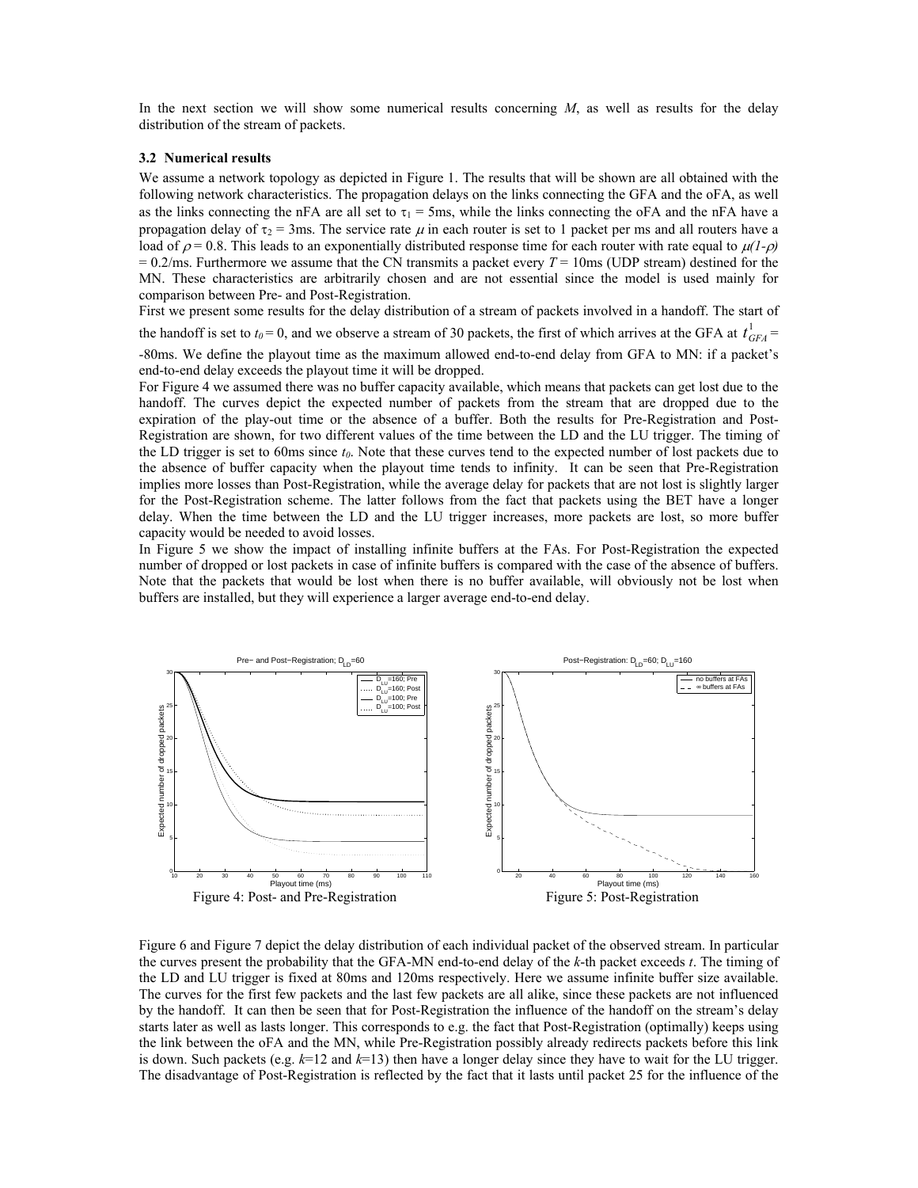In the next section we will show some numerical results concerning $M$, as well as results for the delay distribution of the stream of packets.

### 3.2 Numerical results

We assume a network topology as depicted in Figure 1. The results that will be shown are all obtained with the following network characteristics. The propagation delays on the links connecting the GFA and the oFA, as well as the links connecting the nFA are all set to $\tau_1 = 5$ms, while the links connecting the oFA and the nFA have a propagation delay of $\tau_2 = 3$ms. The service rate $\mu$ in each router is set to 1 packet per ms and all routers have a load of $\rho = 0.8$. This leads to an exponentially distributed response time for each router with rate equal to $\mu(1-\rho) = 0.2$/ms. Furthermore we assume that the CN transmits a packet every $T = 10$ms (UDP stream) destined for the MN. These characteristics are arbitrarily chosen and are not essential since the model is used mainly for comparison between Pre- and Post-Registration.

First we present some results for the delay distribution of a stream of packets involved in a handoff. The start of the handoff is set to $t_0 = 0$, and we observe a stream of 30 packets, the first of which arrives at the GFA at $t^1_{GFA} = -80$ms. We define the playout time as the maximum allowed end-to-end delay from GFA to MN: if a packet's end-to-end delay exceeds the playout time it will be dropped.

For Figure 4 we assumed there was no buffer capacity available, which means that packets can get lost due to the handoff. The curves depict the expected number of packets from the stream that are dropped due to the expiration of the play-out time or the absence of a buffer. Both the results for Pre-Registration and Post-Registration are shown, for two different values of the time between the LD and the LU trigger. The timing of the LD trigger is set to 60ms since $t_0$. Note that these curves tend to the expected number of lost packets due to the absence of buffer capacity when the playout time tends to infinity. It can be seen that Pre-Registration implies more losses than Post-Registration, while the average delay for packets that are not lost is slightly larger for the Post-Registration scheme. The latter follows from the fact that packets using the BET have a longer delay. When the time between the LD and the LU trigger increases, more packets are lost, so more buffer capacity would be needed to avoid losses.

In Figure 5 we show the impact of installing infinite buffers at the FAs. For Post-Registration the expected number of dropped or lost packets in case of infinite buffers is compared with the case of the absence of buffers. Note that the packets that would be lost when there is no buffer available, will obviously not be lost when buffers are installed, but they will experience a larger average end-to-end delay.

Figure 4: Post- and Pre-Registration

Figure 5: Post-Registration

Figure 6 and Figure 7 depict the delay distribution of each individual packet of the observed stream. In particular the curves present the probability that the GFA-MN end-to-end delay of the $k$-th packet exceeds $t$. The timing of the LD and LU trigger is fixed at 80ms and 120ms respectively. Here we assume infinite buffer size available. The curves for the first few packets and the last few packets are all alike, since these packets are not influenced by the handoff. It can then be seen that for Post-Registration the influence of the handoff on the stream's delay starts later as well as lasts longer. This corresponds to e.g. the fact that Post-Registration (optimally) keeps using the link between the oFA and the MN, while Pre-Registration possibly already redirects packets before this link is down. Such packets (e.g. $k$=12 and $k$=13) then have a longer delay since they have to wait for the LU trigger. The disadvantage of Post-Registration is reflected by the fact that it lasts until packet 25 for the influence of the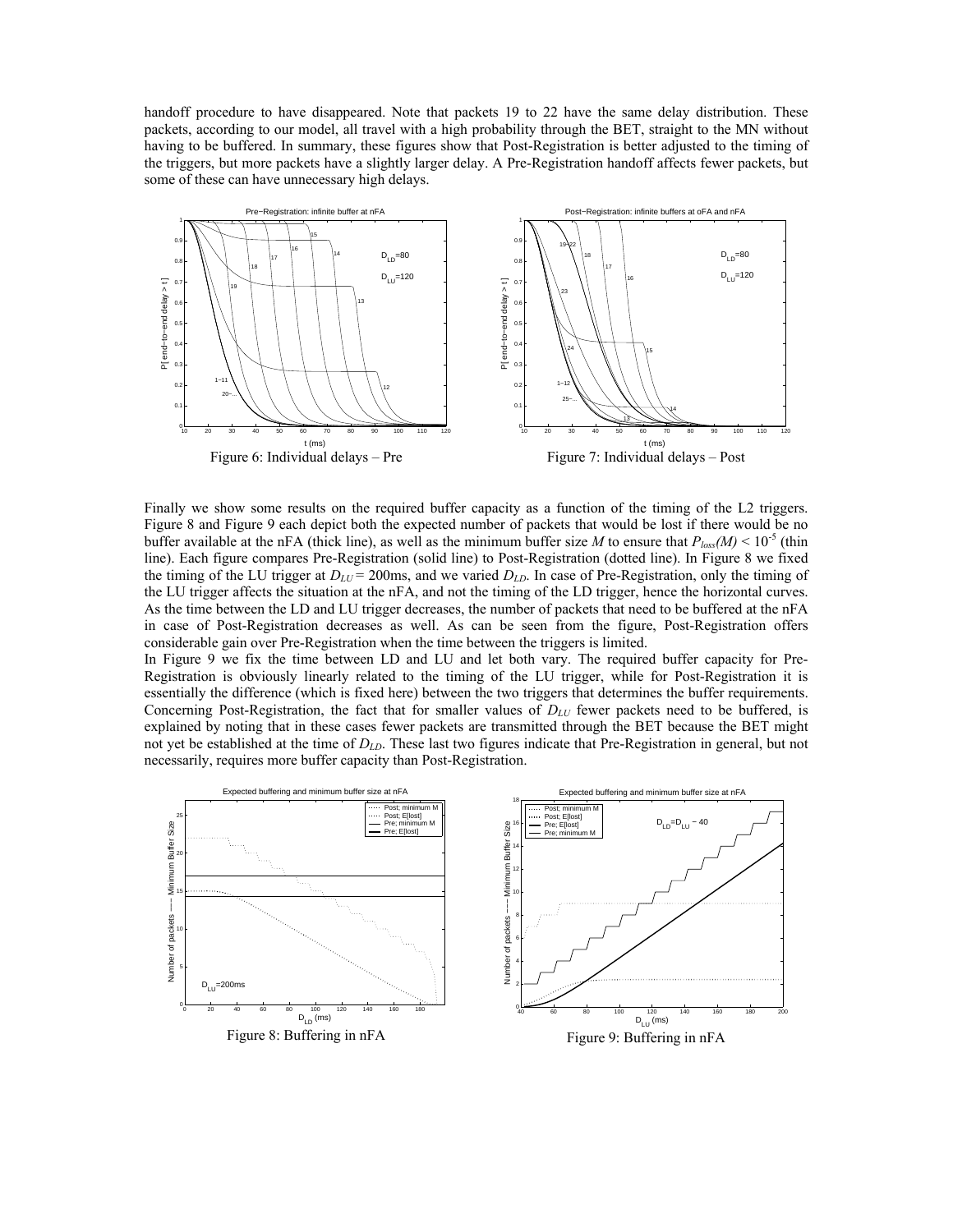handoff procedure to have disappeared. Note that packets 19 to 22 have the same delay distribution. These packets, according to our model, all travel with a high probability through the BET, straight to the MN without having to be buffered. In summary, these figures show that Post-Registration is better adjusted to the timing of the triggers, but more packets have a slightly larger delay. A Pre-Registration handoff affects fewer packets, but some of these can have unnecessary high delays.

Figure 6: Individual delays – Pre

Figure 7: Individual delays – Post

Finally we show some results on the required buffer capacity as a function of the timing of the L2 triggers. Figure 8 and Figure 9 each depict both the expected number of packets that would be lost if there would be no buffer available at the nFA (thick line), as well as the minimum buffer size $M$ to ensure that $P_{loss}(M) < 10^{-5}$ (thin line). Each figure compares Pre-Registration (solid line) to Post-Registration (dotted line). In Figure 8 we fixed the timing of the LU trigger at $D_{LU} = 200$ms, and we varied $D_{LD}$. In case of Pre-Registration, only the timing of the LU trigger affects the situation at the nFA, and not the timing of the LD trigger, hence the horizontal curves. As the time between the LD and LU trigger decreases, the number of packets that need to be buffered at the nFA in case of Post-Registration decreases as well. As can be seen from the figure, Post-Registration offers considerable gain over Pre-Registration when the time between the triggers is limited.

In Figure 9 we fix the time between LD and LU and let both vary. The required buffer capacity for Pre-Registration is obviously linearly related to the timing of the LU trigger, while for Post-Registration it is essentially the difference (which is fixed here) between the two triggers that determines the buffer requirements. Concerning Post-Registration, the fact that for smaller values of $D_{LU}$ fewer packets need to be buffered, is explained by noting that in these cases fewer packets are transmitted through the BET because the BET might not yet be established at the time of $D_{LD}$. These last two figures indicate that Pre-Registration in general, but not necessarily, requires more buffer capacity than Post-Registration.

Figure 8: Buffering in nFA

Figure 9: Buffering in nFA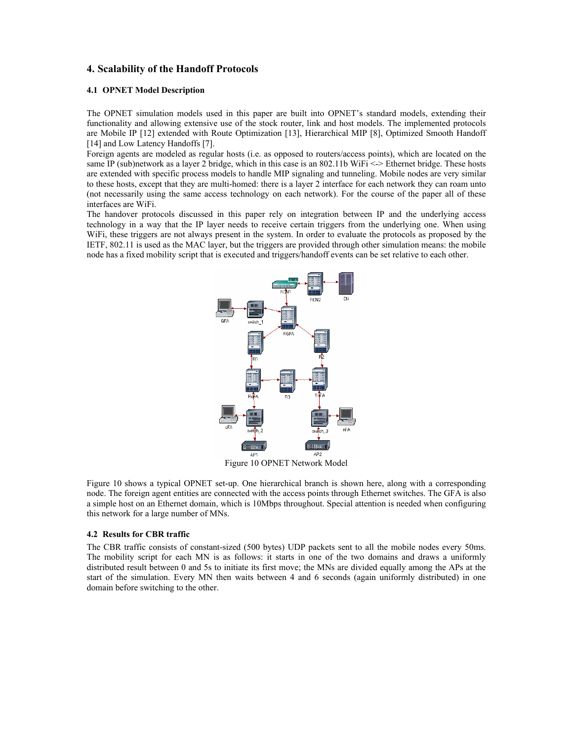## 4. Scalability of the Handoff Protocols

### 4.1 OPNET Model Description

The OPNET simulation models used in this paper are built into OPNET's standard models, extending their functionality and allowing extensive use of the stock router, link and host models. The implemented protocols are Mobile IP [12] extended with Route Optimization [13], Hierarchical MIP [8], Optimized Smooth Handoff [14] and Low Latency Handoffs [7].

Foreign agents are modeled as regular hosts (i.e. as opposed to routers/access points), which are located on the same IP (sub)network as a layer 2 bridge, which in this case is an 802.11b WiFi <-> Ethernet bridge. These hosts are extended with specific process models to handle MIP signaling and tunneling. Mobile nodes are very similar to these hosts, except that they are multi-homed: there is a layer 2 interface for each network they can roam unto (not necessarily using the same access technology on each network). For the course of the paper all of these interfaces are WiFi.

The handover protocols discussed in this paper rely on integration between IP and the underlying access technology in a way that the IP layer needs to receive certain triggers from the underlying one. When using WiFi, these triggers are not always present in the system. In order to evaluate the protocols as proposed by the IETF, 802.11 is used as the MAC layer, but the triggers are provided through other simulation means: the mobile node has a fixed mobility script that is executed and triggers/handoff events can be set relative to each other.

Figure 10 OPNET Network Model

Figure 10 shows a typical OPNET set-up. One hierarchical branch is shown here, along with a corresponding node. The foreign agent entities are connected with the access points through Ethernet switches. The GFA is also a simple host on an Ethernet domain, which is 10Mbps throughout. Special attention is needed when configuring this network for a large number of MNs.

### 4.2 Results for CBR traffic

The CBR traffic consists of constant-sized (500 bytes) UDP packets sent to all the mobile nodes every 50ms. The mobility script for each MN is as follows: it starts in one of the two domains and draws a uniformly distributed result between 0 and 5s to initiate its first move; the MNs are divided equally among the APs at the start of the simulation. Every MN then waits between 4 and 6 seconds (again uniformly distributed) in one domain before switching to the other.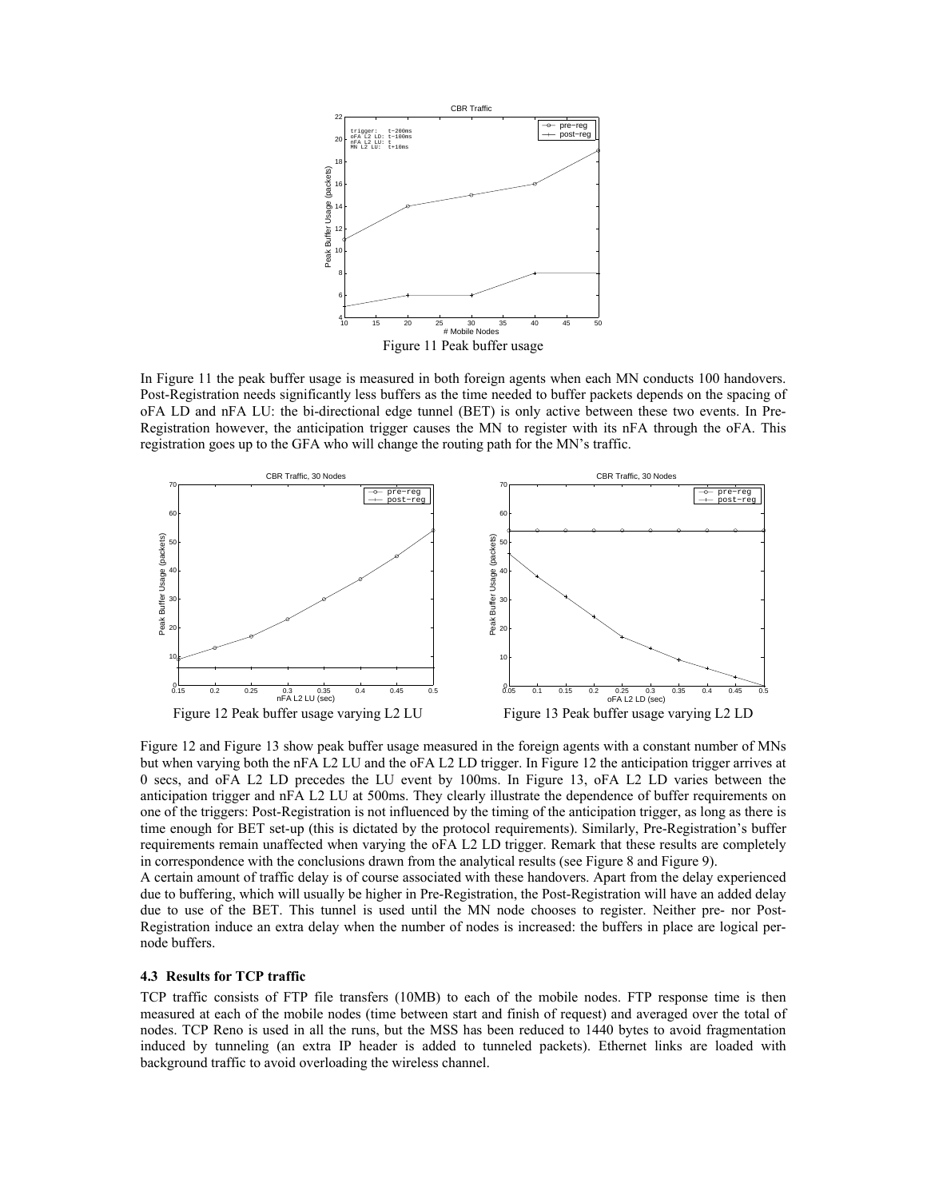Figure 11 Peak buffer usage

In Figure 11 the peak buffer usage is measured in both foreign agents when each MN conducts 100 handovers. Post-Registration needs significantly less buffers as the time needed to buffer packets depends on the spacing of oFA LD and nFA LU: the bi-directional edge tunnel (BET) is only active between these two events. In Pre-Registration however, the anticipation trigger causes the MN to register with its nFA through the oFA. This registration goes up to the GFA who will change the routing path for the MN's traffic.

Figure 12 Peak buffer usage varying L2 LU

Figure 13 Peak buffer usage varying L2 LD

Figure 12 and Figure 13 show peak buffer usage measured in the foreign agents with a constant number of MNs but when varying both the nFA L2 LU and the oFA L2 LD trigger. In Figure 12 the anticipation trigger arrives at 0 secs, and oFA L2 LD precedes the LU event by 100ms. In Figure 13, oFA L2 LD varies between the anticipation trigger and nFA L2 LU at 500ms. They clearly illustrate the dependence of buffer requirements on one of the triggers: Post-Registration is not influenced by the timing of the anticipation trigger, as long as there is time enough for BET set-up (this is dictated by the protocol requirements). Similarly, Pre-Registration's buffer requirements remain unaffected when varying the oFA L2 LD trigger. Remark that these results are completely in correspondence with the conclusions drawn from the analytical results (see Figure 8 and Figure 9).

A certain amount of traffic delay is of course associated with these handovers. Apart from the delay experienced due to buffering, which will usually be higher in Pre-Registration, the Post-Registration will have an added delay due to use of the BET. This tunnel is used until the MN node chooses to register. Neither pre- nor Post-Registration induce an extra delay when the number of nodes is increased: the buffers in place are logical per-node buffers.

### 4.3 Results for TCP traffic

TCP traffic consists of FTP file transfers (10MB) to each of the mobile nodes. FTP response time is then measured at each of the mobile nodes (time between start and finish of request) and averaged over the total of nodes. TCP Reno is used in all the runs, but the MSS has been reduced to 1440 bytes to avoid fragmentation induced by tunneling (an extra IP header is added to tunneled packets). Ethernet links are loaded with background traffic to avoid overloading the wireless channel.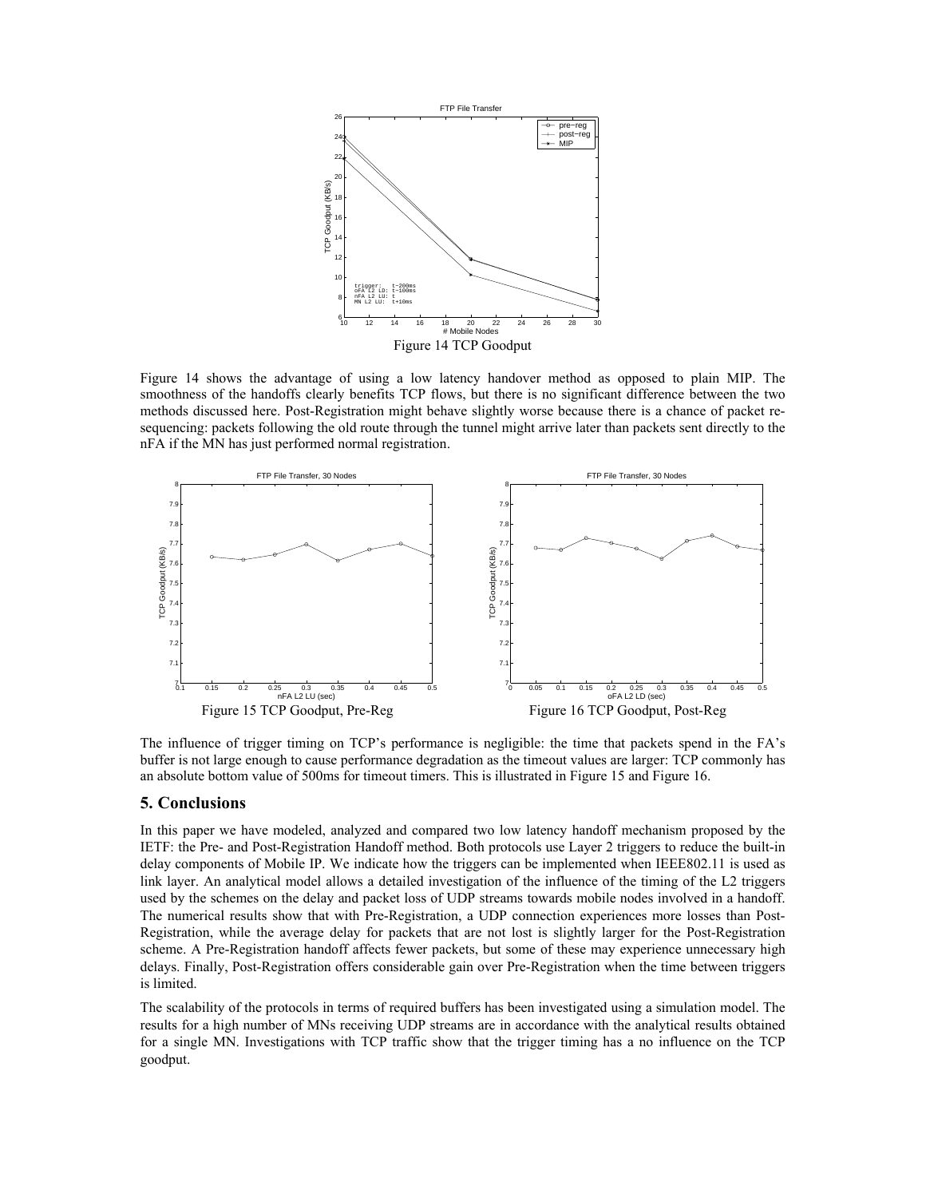Figure 14 TCP Goodput

Figure 14 shows the advantage of using a low latency handover method as opposed to plain MIP. The smoothness of the handoffs clearly benefits TCP flows, but there is no significant difference between the two methods discussed here. Post-Registration might behave slightly worse because there is a chance of packet re-sequencing: packets following the old route through the tunnel might arrive later than packets sent directly to the nFA if the MN has just performed normal registration.

Figure 15 TCP Goodput, Pre-Reg

Figure 16 TCP Goodput, Post-Reg

The influence of trigger timing on TCP's performance is negligible: the time that packets spend in the FA's buffer is not large enough to cause performance degradation as the timeout values are larger: TCP commonly has an absolute bottom value of 500ms for timeout timers. This is illustrated in Figure 15 and Figure 16.

## 5. Conclusions

In this paper we have modeled, analyzed and compared two low latency handoff mechanism proposed by the IETF: the Pre- and Post-Registration Handoff method. Both protocols use Layer 2 triggers to reduce the built-in delay components of Mobile IP. We indicate how the triggers can be implemented when IEEE802.11 is used as link layer. An analytical model allows a detailed investigation of the influence of the timing of the L2 triggers used by the schemes on the delay and packet loss of UDP streams towards mobile nodes involved in a handoff. The numerical results show that with Pre-Registration, a UDP connection experiences more losses than Post-Registration, while the average delay for packets that are not lost is slightly larger for the Post-Registration scheme. A Pre-Registration handoff affects fewer packets, but some of these may experience unnecessary high delays. Finally, Post-Registration offers considerable gain over Pre-Registration when the time between triggers is limited.

The scalability of the protocols in terms of required buffers has been investigated using a simulation model. The results for a high number of MNs receiving UDP streams are in accordance with the analytical results obtained for a single MN. Investigations with TCP traffic show that the trigger timing has a no influence on the TCP goodput.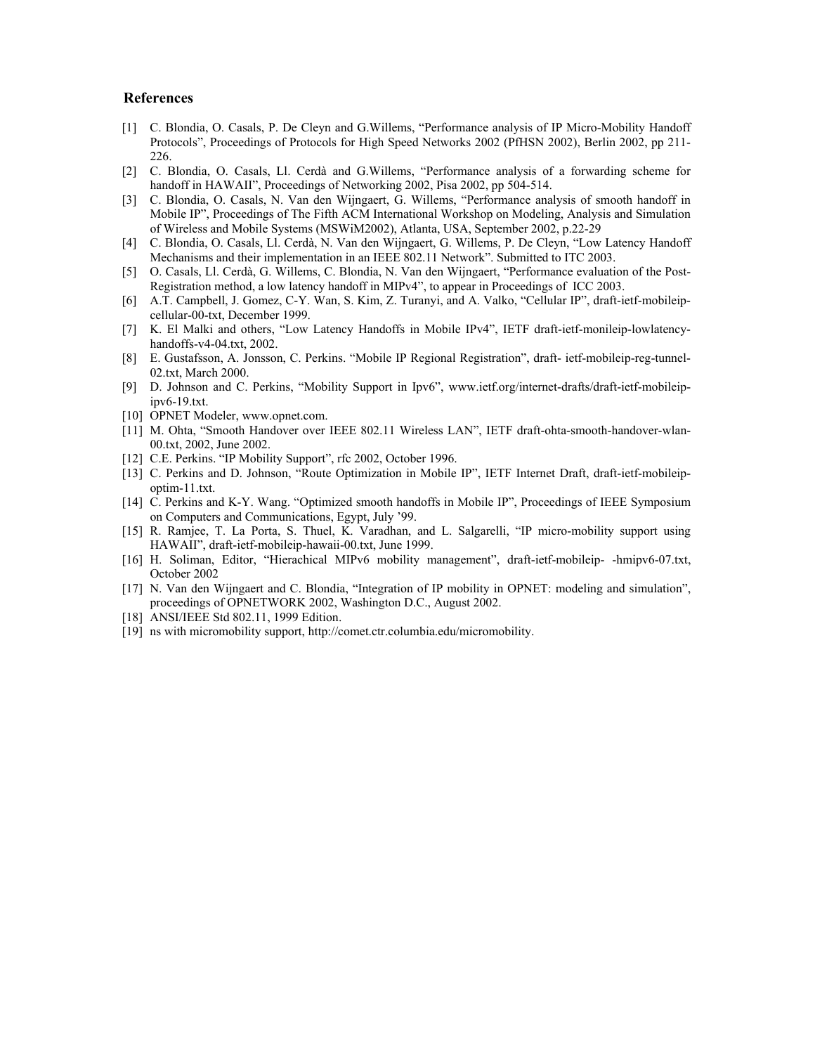## References

[1] C. Blondia, O. Casals, P. De Cleyn and G.Willems, "Performance analysis of IP Micro-Mobility Handoff Protocols", Proceedings of Protocols for High Speed Networks 2002 (PfHSN 2002), Berlin 2002, pp 211-226.

[2] C. Blondia, O. Casals, Ll. Cerdà and G.Willems, "Performance analysis of a forwarding scheme for handoff in HAWAII", Proceedings of Networking 2002, Pisa 2002, pp 504-514.

[3] C. Blondia, O. Casals, N. Van den Wijngaert, G. Willems, "Performance analysis of smooth handoff in Mobile IP", Proceedings of The Fifth ACM International Workshop on Modeling, Analysis and Simulation of Wireless and Mobile Systems (MSWiM2002), Atlanta, USA, September 2002, p.22-29

[4] C. Blondia, O. Casals, Ll. Cerdà, N. Van den Wijngaert, G. Willems, P. De Cleyn, "Low Latency Handoff Mechanisms and their implementation in an IEEE 802.11 Network". Submitted to ITC 2003.

[5] O. Casals, Ll. Cerdà, G. Willems, C. Blondia, N. Van den Wijngaert, "Performance evaluation of the Post-Registration method, a low latency handoff in MIPv4", to appear in Proceedings of ICC 2003.

[6] A.T. Campbell, J. Gomez, C-Y. Wan, S. Kim, Z. Turanyi, and A. Valko, "Cellular IP", draft-ietf-mobileip-cellular-00-txt, December 1999.

[7] K. El Malki and others, "Low Latency Handoffs in Mobile IPv4", IETF draft-ietf-monileip-lowlatency-handoffs-v4-04.txt, 2002.

[8] E. Gustafsson, A. Jonsson, C. Perkins. "Mobile IP Regional Registration", draft- ietf-mobileip-reg-tunnel-02.txt, March 2000.

[9] D. Johnson and C. Perkins, "Mobility Support in Ipv6", www.ietf.org/internet-drafts/draft-ietf-mobileip-ipv6-19.txt.

[10] OPNET Modeler, www.opnet.com.

[11] M. Ohta, "Smooth Handover over IEEE 802.11 Wireless LAN", IETF draft-ohta-smooth-handover-wlan-00.txt, 2002, June 2002.

[12] C.E. Perkins. "IP Mobility Support", rfc 2002, October 1996.

[13] C. Perkins and D. Johnson, "Route Optimization in Mobile IP", IETF Internet Draft, draft-ietf-mobileip-optim-11.txt.

[14] C. Perkins and K-Y. Wang. "Optimized smooth handoffs in Mobile IP", Proceedings of IEEE Symposium on Computers and Communications, Egypt, July '99.

[15] R. Ramjee, T. La Porta, S. Thuel, K. Varadhan, and L. Salgarelli, "IP micro-mobility support using HAWAII", draft-ietf-mobileip-hawaii-00.txt, June 1999.

[16] H. Soliman, Editor, "Hierachical MIPv6 mobility management", draft-ietf-mobileip- -hmipv6-07.txt, October 2002

[17] N. Van den Wijngaert and C. Blondia, "Integration of IP mobility in OPNET: modeling and simulation", proceedings of OPNETWORK 2002, Washington D.C., August 2002.

[18] ANSI/IEEE Std 802.11, 1999 Edition.

[19] ns with micromobility support, http://comet.ctr.columbia.edu/micromobility.